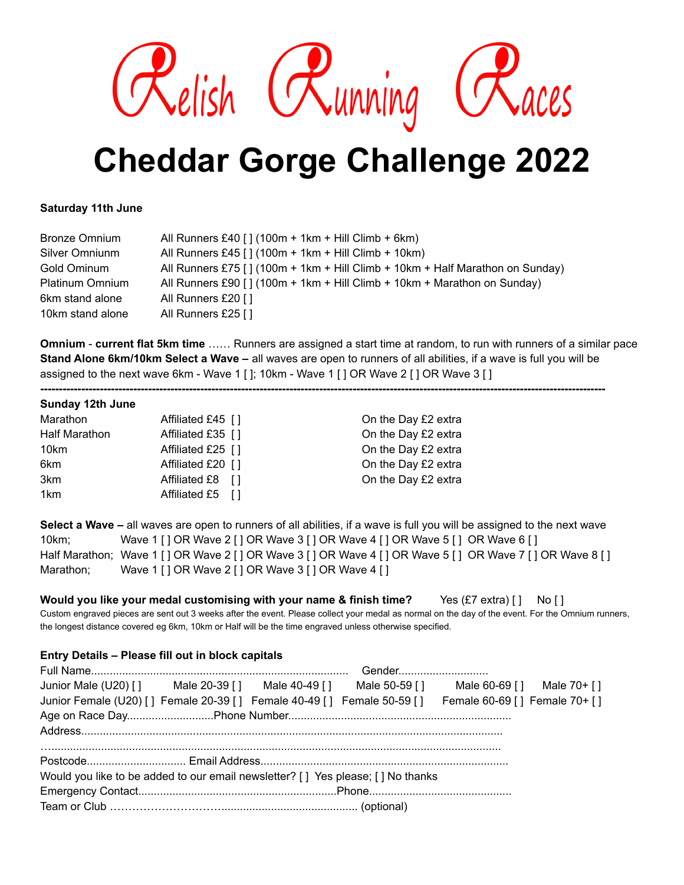# Relish Running Races

# Cheddar Gorge Challenge 2022

**Saturday 11th June**

| | |
|---|---|
| Bronze Omnium | All Runners £40 [ ] (100m + 1km + Hill Climb + 6km) |
| Silver Omniunm | All Runners £45 [ ] (100m + 1km + Hill Climb + 10km) |
| Gold Ominum | All Runners £75 [ ] (100m + 1km + Hill Climb + 10km + Half Marathon on Sunday) |
| Platinum Omnium | All Runners £90 [ ] (100m + 1km + Hill Climb + 10km + Marathon on Sunday) |
| 6km stand alone | All Runners £20 [ ] |
| 10km stand alone | All Runners £25 [ ] |

**Omnium** - **current flat 5km time** …… Runners are assigned a start time at random, to run with runners of a similar pace
**Stand Alone 6km/10km Select a Wave –** all waves are open to runners of all abilities, if a wave is full you will be assigned to the next wave 6km - Wave 1 [ ]; 10km - Wave 1 [ ] OR Wave 2 [ ] OR Wave 3 [ ]

---

**Sunday 12th June**

| | | |
|---|---|---|
| Marathon | Affiliated £45 [ ] | On the Day £2 extra |
| Half Marathon | Affiliated £35 [ ] | On the Day £2 extra |
| 10km | Affiliated £25 [ ] | On the Day £2 extra |
| 6km | Affiliated £20 [ ] | On the Day £2 extra |
| 3km | Affiliated £8 [ ] | On the Day £2 extra |
| 1km | Affiliated £5 [ ] | |

**Select a Wave –** all waves are open to runners of all abilities, if a wave is full you will be assigned to the next wave
10km; Wave 1 [ ] OR Wave 2 [ ] OR Wave 3 [ ] OR Wave 4 [ ] OR Wave 5 [ ] OR Wave 6 [ ]
Half Marathon; Wave 1 [ ] OR Wave 2 [ ] OR Wave 3 [ ] OR Wave 4 [ ] OR Wave 5 [ ] OR Wave 7 [ ] OR Wave 8 [ ]
Marathon; Wave 1 [ ] OR Wave 2 [ ] OR Wave 3 [ ] OR Wave 4 [ ]

**Would you like your medal customising with your name & finish time?** Yes (£7 extra) [ ] No [ ]
Custom engraved pieces are sent out 3 weeks after the event. Please collect your medal as normal on the day of the event. For the Omnium runners, the longest distance covered eg 6km, 10km or Half will be the time engraved unless otherwise specified.

**Entry Details – Please fill out in block capitals**

Full Name.................................................................................. Gender............................
Junior Male (U20) [ ] Male 20-39 [ ] Male 40-49 [ ] Male 50-59 [ ] Male 60-69 [ ] Male 70+ [ ]
Junior Female (U20) [ ] Female 20-39 [ ] Female 40-49 [ ] Female 50-59 [ ] Female 60-69 [ ] Female 70+ [ ]
Age on Race Day............................Phone Number........................................................................
Address.......................................................................................................................................
…..............................................................................................................................................
Postcode................................ Email Address...............................................................................
Would you like to be added to our email newsletter? [ ] Yes please; [ ] No thanks
Emergency Contact................................................................Phone.............................................
Team or Club …………………………........................................... (optional)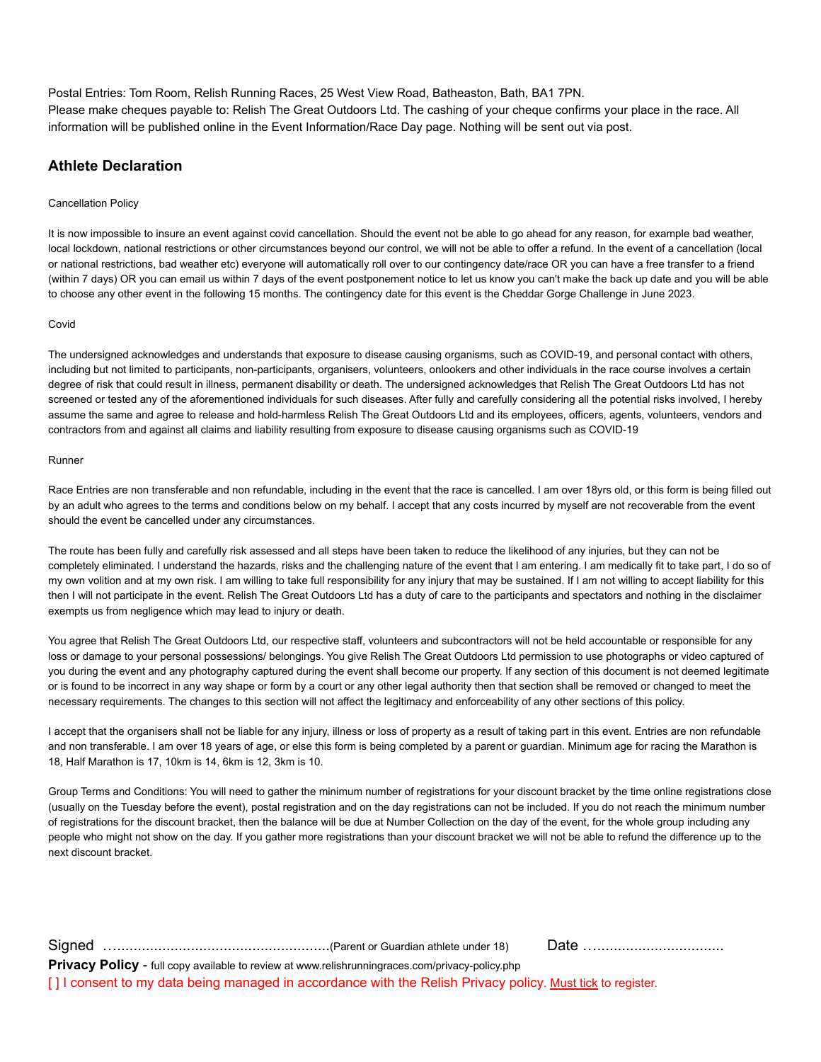Postal Entries: Tom Room, Relish Running Races, 25 West View Road, Batheaston, Bath, BA1 7PN.
Please make cheques payable to: Relish The Great Outdoors Ltd. The cashing of your cheque confirms your place in the race. All information will be published online in the Event Information/Race Day page. Nothing will be sent out via post.

## Athlete Declaration

Cancellation Policy

It is now impossible to insure an event against covid cancellation. Should the event not be able to go ahead for any reason, for example bad weather, local lockdown, national restrictions or other circumstances beyond our control, we will not be able to offer a refund. In the event of a cancellation (local or national restrictions, bad weather etc) everyone will automatically roll over to our contingency date/race OR you can have a free transfer to a friend (within 7 days) OR you can email us within 7 days of the event postponement notice to let us know you can't make the back up date and you will be able to choose any other event in the following 15 months. The contingency date for this event is the Cheddar Gorge Challenge in June 2023.

Covid

The undersigned acknowledges and understands that exposure to disease causing organisms, such as COVID-19, and personal contact with others, including but not limited to participants, non-participants, organisers, volunteers, onlookers and other individuals in the race course involves a certain degree of risk that could result in illness, permanent disability or death. The undersigned acknowledges that Relish The Great Outdoors Ltd has not screened or tested any of the aforementioned individuals for such diseases. After fully and carefully considering all the potential risks involved, I hereby assume the same and agree to release and hold-harmless Relish The Great Outdoors Ltd and its employees, officers, agents, volunteers, vendors and contractors from and against all claims and liability resulting from exposure to disease causing organisms such as COVID-19

Runner

Race Entries are non transferable and non refundable, including in the event that the race is cancelled. I am over 18yrs old, or this form is being filled out by an adult who agrees to the terms and conditions below on my behalf. I accept that any costs incurred by myself are not recoverable from the event should the event be cancelled under any circumstances.

The route has been fully and carefully risk assessed and all steps have been taken to reduce the likelihood of any injuries, but they can not be completely eliminated. I understand the hazards, risks and the challenging nature of the event that I am entering. I am medically fit to take part, I do so of my own volition and at my own risk. I am willing to take full responsibility for any injury that may be sustained. If I am not willing to accept liability for this then I will not participate in the event. Relish The Great Outdoors Ltd has a duty of care to the participants and spectators and nothing in the disclaimer exempts us from negligence which may lead to injury or death.

You agree that Relish The Great Outdoors Ltd, our respective staff, volunteers and subcontractors will not be held accountable or responsible for any loss or damage to your personal possessions/ belongings. You give Relish The Great Outdoors Ltd permission to use photographs or video captured of you during the event and any photography captured during the event shall become our property. If any section of this document is not deemed legitimate or is found to be incorrect in any way shape or form by a court or any other legal authority then that section shall be removed or changed to meet the necessary requirements. The changes to this section will not affect the legitimacy and enforceability of any other sections of this policy.

I accept that the organisers shall not be liable for any injury, illness or loss of property as a result of taking part in this event. Entries are non refundable and non transferable. I am over 18 years of age, or else this form is being completed by a parent or guardian. Minimum age for racing the Marathon is 18, Half Marathon is 17, 10km is 14, 6km is 12, 3km is 10.

Group Terms and Conditions: You will need to gather the minimum number of registrations for your discount bracket by the time online registrations close (usually on the Tuesday before the event), postal registration and on the day registrations can not be included. If you do not reach the minimum number of registrations for the discount bracket, then the balance will be due at Number Collection on the day of the event, for the whole group including any people who might not show on the day. If you gather more registrations than your discount bracket we will not be able to refund the difference up to the next discount bracket.

Signed …....................................................(Parent or Guardian athlete under 18) Date …..............................

**Privacy Policy** - full copy available to review at www.relishrunningraces.com/privacy-policy.php

[ ] I consent to my data being managed in accordance with the Relish Privacy policy. Must tick to register.